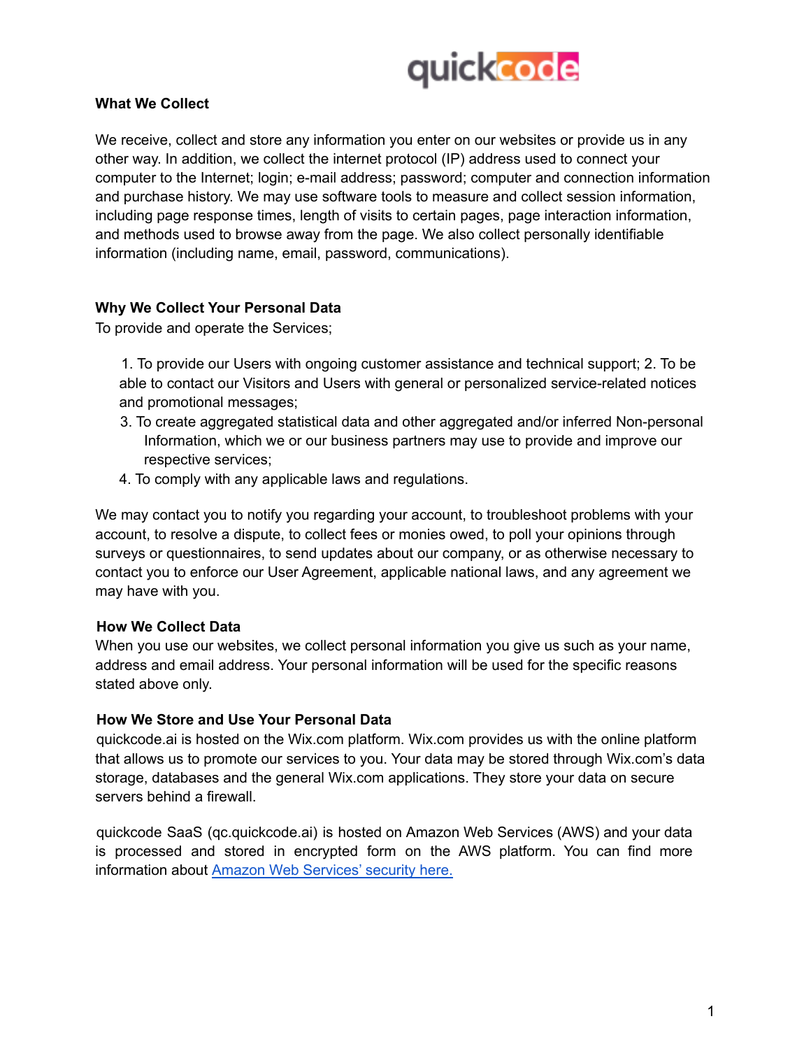quickcode

**What We Collect**

We receive, collect and store any information you enter on our websites or provide us in any other way. In addition, we collect the internet protocol (IP) address used to connect your computer to the Internet; login; e-mail address; password; computer and connection information and purchase history. We may use software tools to measure and collect session information, including page response times, length of visits to certain pages, page interaction information, and methods used to browse away from the page. We also collect personally identifiable information (including name, email, password, communications).

**Why We Collect Your Personal Data**

To provide and operate the Services;

1. To provide our Users with ongoing customer assistance and technical support; 2. To be able to contact our Visitors and Users with general or personalized service-related notices and promotional messages;
3. To create aggregated statistical data and other aggregated and/or inferred Non-personal Information, which we or our business partners may use to provide and improve our respective services;
4. To comply with any applicable laws and regulations.

We may contact you to notify you regarding your account, to troubleshoot problems with your account, to resolve a dispute, to collect fees or monies owed, to poll your opinions through surveys or questionnaires, to send updates about our company, or as otherwise necessary to contact you to enforce our User Agreement, applicable national laws, and any agreement we may have with you.

**How We Collect Data**

When you use our websites, we collect personal information you give us such as your name, address and email address. Your personal information will be used for the specific reasons stated above only.

**How We Store and Use Your Personal Data**

quickcode.ai is hosted on the Wix.com platform. Wix.com provides us with the online platform that allows us to promote our services to you. Your data may be stored through Wix.com's data storage, databases and the general Wix.com applications. They store your data on secure servers behind a firewall.

quickcode SaaS (qc.quickcode.ai) is hosted on Amazon Web Services (AWS) and your data is processed and stored in encrypted form on the AWS platform. You can find more information about Amazon Web Services' security here.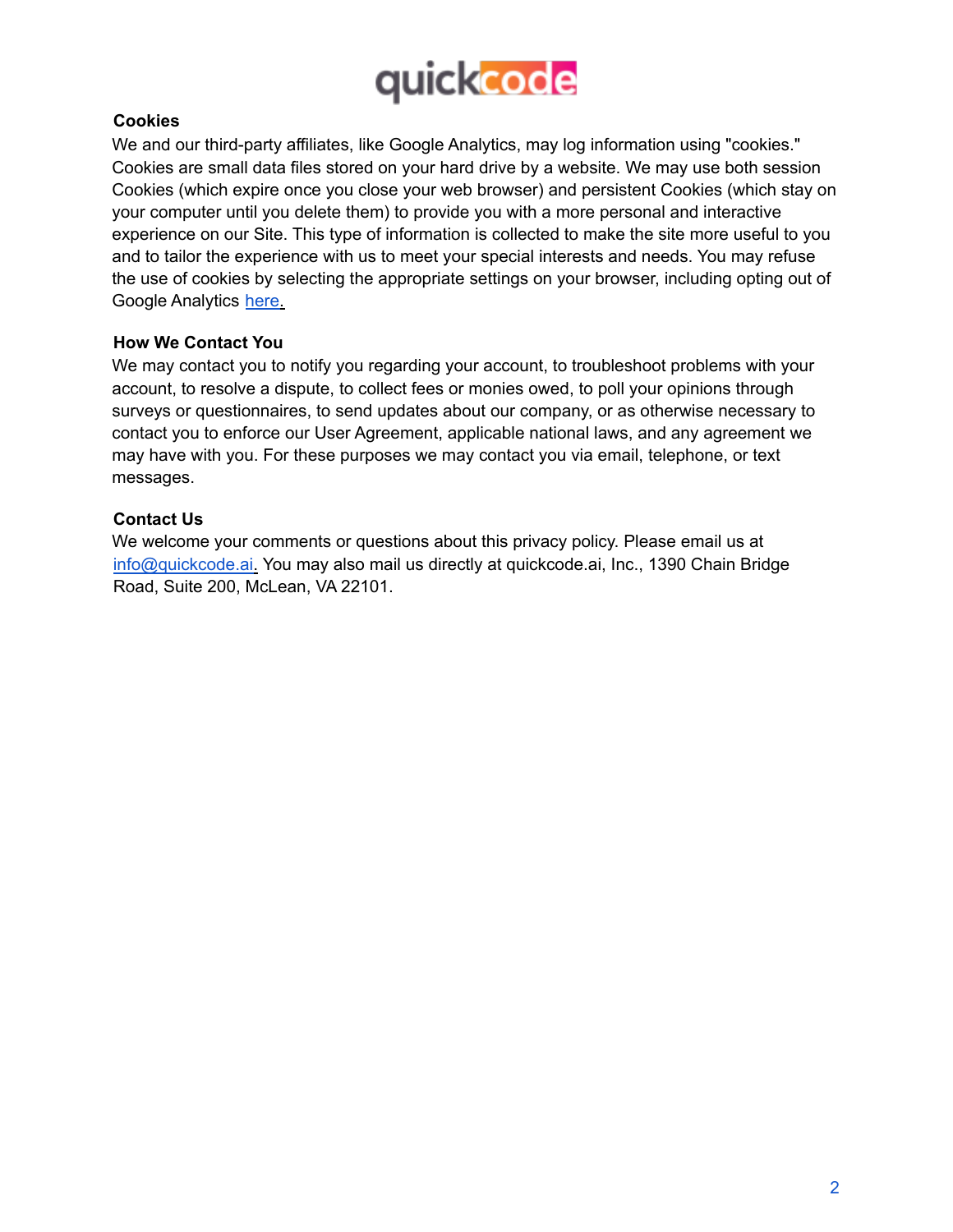## Cookies

We and our third-party affiliates, like Google Analytics, may log information using "cookies." Cookies are small data files stored on your hard drive by a website. We may use both session Cookies (which expire once you close your web browser) and persistent Cookies (which stay on your computer until you delete them) to provide you with a more personal and interactive experience on our Site. This type of information is collected to make the site more useful to you and to tailor the experience with us to meet your special interests and needs. You may refuse the use of cookies by selecting the appropriate settings on your browser, including opting out of Google Analytics here.

## How We Contact You

We may contact you to notify you regarding your account, to troubleshoot problems with your account, to resolve a dispute, to collect fees or monies owed, to poll your opinions through surveys or questionnaires, to send updates about our company, or as otherwise necessary to contact you to enforce our User Agreement, applicable national laws, and any agreement we may have with you. For these purposes we may contact you via email, telephone, or text messages.

## Contact Us

We welcome your comments or questions about this privacy policy. Please email us at info@quickcode.ai. You may also mail us directly at quickcode.ai, Inc., 1390 Chain Bridge Road, Suite 200, McLean, VA 22101.